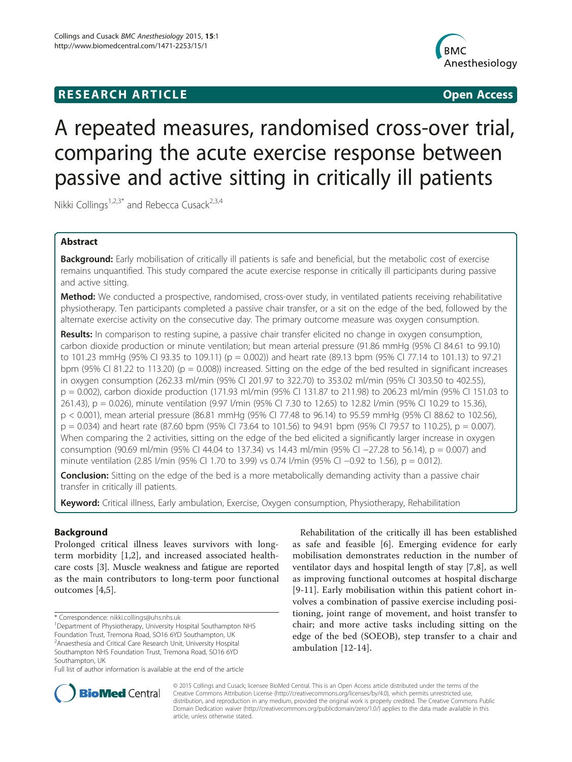RESEARCH ARTICLE Open Access

# A repeated measures, randomised cross-over trial, comparing the acute exercise response between passive and active sitting in critically ill patients

Nikki Collings[1,2,3*] and Rebecca Cusack[2,3,4]

## Abstract

**Background:** Early mobilisation of critically ill patients is safe and beneficial, but the metabolic cost of exercise remains unquantified. This study compared the acute exercise response in critically ill participants during passive and active sitting.

**Method:** We conducted a prospective, randomised, cross-over study, in ventilated patients receiving rehabilitative physiotherapy. Ten participants completed a passive chair transfer, or a sit on the edge of the bed, followed by the alternate exercise activity on the consecutive day. The primary outcome measure was oxygen consumption.

**Results:** In comparison to resting supine, a passive chair transfer elicited no change in oxygen consumption, carbon dioxide production or minute ventilation; but mean arterial pressure (91.86 mmHg (95% CI 84.61 to 99.10) to 101.23 mmHg (95% CI 93.35 to 109.11) ($p = 0.002$)) and heart rate (89.13 bpm (95% CI 77.14 to 101.13) to 97.21 bpm (95% CI 81.22 to 113.20) ($p = 0.008$)) increased. Sitting on the edge of the bed resulted in significant increases in oxygen consumption (262.33 ml/min (95% CI 201.97 to 322.70) to 353.02 ml/min (95% CI 303.50 to 402.55), $p = 0.002$), carbon dioxide production (171.93 ml/min (95% CI 131.87 to 211.98) to 206.23 ml/min (95% CI 151.03 to 261.43), $p = 0.026$), minute ventilation (9.97 l/min (95% CI 7.30 to 12.65) to 12.82 l/min (95% CI 10.29 to 15.36), $p < 0.001$), mean arterial pressure (86.81 mmHg (95% CI 77.48 to 96.14) to 95.59 mmHg (95% CI 88.62 to 102.56), $p = 0.034$) and heart rate (87.60 bpm (95% CI 73.64 to 101.56) to 94.91 bpm (95% CI 79.57 to 110.25), $p = 0.007$). When comparing the 2 activities, sitting on the edge of the bed elicited a significantly larger increase in oxygen consumption (90.69 ml/min (95% CI 44.04 to 137.34) vs 14.43 ml/min (95% CI −27.28 to 56.14), $p = 0.007$) and minute ventilation (2.85 l/min (95% CI 1.70 to 3.99) vs 0.74 l/min (95% CI −0.92 to 1.56), $p = 0.012$).

**Conclusion:** Sitting on the edge of the bed is a more metabolically demanding activity than a passive chair transfer in critically ill patients.

**Keyword:** Critical illness, Early ambulation, Exercise, Oxygen consumption, Physiotherapy, Rehabilitation

## Background

Prolonged critical illness leaves survivors with long-term morbidity [1,2], and increased associated health-care costs [3]. Muscle weakness and fatigue are reported as the main contributors to long-term poor functional outcomes [4,5].

Rehabilitation of the critically ill has been established as safe and feasible [6]. Emerging evidence for early mobilisation demonstrates reduction in the number of ventilator days and hospital length of stay [7,8], as well as improving functional outcomes at hospital discharge [9-11]. Early mobilisation within this patient cohort involves a combination of passive exercise including positioning, joint range of movement, and hoist transfer to chair; and more active tasks including sitting on the edge of the bed (SOEOB), step transfer to a chair and ambulation [12-14].

\* Correspondence: nikki.collings@uhs.nhs.uk

[1]Department of Physiotherapy, University Hospital Southampton NHS Foundation Trust, Tremona Road, SO16 6YD Southampton, UK

[2]Anaesthesia and Critical Care Research Unit, University Hospital Southampton NHS Foundation Trust, Tremona Road, SO16 6YD Southampton, UK

Full list of author information is available at the end of the article

© 2015 Collings and Cusack; licensee BioMed Central. This is an Open Access article distributed under the terms of the Creative Commons Attribution License (http://creativecommons.org/licenses/by/4.0), which permits unrestricted use, distribution, and reproduction in any medium, provided the original work is properly credited. The Creative Commons Public Domain Dedication waiver (http://creativecommons.org/publicdomain/zero/1.0/) applies to the data made available in this article, unless otherwise stated.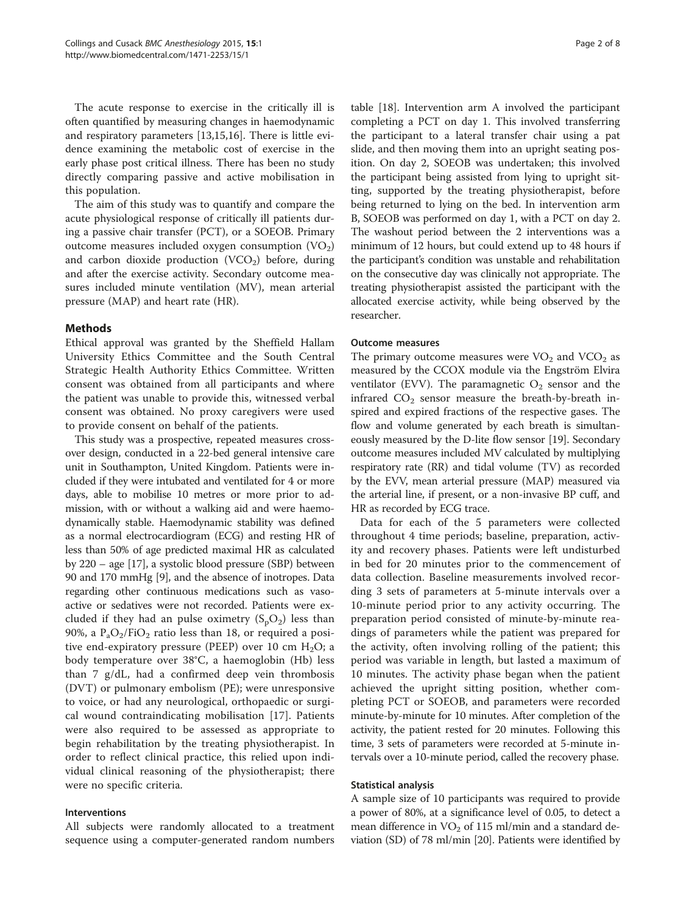The acute response to exercise in the critically ill is often quantified by measuring changes in haemodynamic and respiratory parameters [13,15,16]. There is little evidence examining the metabolic cost of exercise in the early phase post critical illness. There has been no study directly comparing passive and active mobilisation in this population.

The aim of this study was to quantify and compare the acute physiological response of critically ill patients during a passive chair transfer (PCT), or a SOEOB. Primary outcome measures included oxygen consumption ($VO_2$) and carbon dioxide production ($VCO_2$) before, during and after the exercise activity. Secondary outcome measures included minute ventilation (MV), mean arterial pressure (MAP) and heart rate (HR).

## Methods

Ethical approval was granted by the Sheffield Hallam University Ethics Committee and the South Central Strategic Health Authority Ethics Committee. Written consent was obtained from all participants and where the patient was unable to provide this, witnessed verbal consent was obtained. No proxy caregivers were used to provide consent on behalf of the patients.

This study was a prospective, repeated measures crossover design, conducted in a 22-bed general intensive care unit in Southampton, United Kingdom. Patients were included if they were intubated and ventilated for 4 or more days, able to mobilise 10 metres or more prior to admission, with or without a walking aid and were haemodynamically stable. Haemodynamic stability was defined as a normal electrocardiogram (ECG) and resting HR of less than 50% of age predicted maximal HR as calculated by 220 – age [17], a systolic blood pressure (SBP) between 90 and 170 mmHg [9], and the absence of inotropes. Data regarding other continuous medications such as vasoactive or sedatives were not recorded. Patients were excluded if they had an pulse oximetry ($S_pO_2$) less than 90%, a $P_aO_2/FiO_2$ ratio less than 18, or required a positive end-expiratory pressure (PEEP) over 10 cm $H_2O$; a body temperature over 38°C, a haemoglobin (Hb) less than 7 g/dL, had a confirmed deep vein thrombosis (DVT) or pulmonary embolism (PE); were unresponsive to voice, or had any neurological, orthopaedic or surgical wound contraindicating mobilisation [17]. Patients were also required to be assessed as appropriate to begin rehabilitation by the treating physiotherapist. In order to reflect clinical practice, this relied upon individual clinical reasoning of the physiotherapist; there were no specific criteria.

### Interventions

All subjects were randomly allocated to a treatment sequence using a computer-generated random numbers table [18]. Intervention arm A involved the participant completing a PCT on day 1. This involved transferring the participant to a lateral transfer chair using a pat slide, and then moving them into an upright seating position. On day 2, SOEOB was undertaken; this involved the participant being assisted from lying to upright sitting, supported by the treating physiotherapist, before being returned to lying on the bed. In intervention arm B, SOEOB was performed on day 1, with a PCT on day 2. The washout period between the 2 interventions was a minimum of 12 hours, but could extend up to 48 hours if the participant's condition was unstable and rehabilitation on the consecutive day was clinically not appropriate. The treating physiotherapist assisted the participant with the allocated exercise activity, while being observed by the researcher.

### Outcome measures

The primary outcome measures were $VO_2$ and $VCO_2$ as measured by the CCOX module via the Engström Elvira ventilator (EVV). The paramagnetic $O_2$ sensor and the infrared $CO_2$ sensor measure the breath-by-breath inspired and expired fractions of the respective gases. The flow and volume generated by each breath is simultaneously measured by the D-lite flow sensor [19]. Secondary outcome measures included MV calculated by multiplying respiratory rate (RR) and tidal volume (TV) as recorded by the EVV, mean arterial pressure (MAP) measured via the arterial line, if present, or a non-invasive BP cuff, and HR as recorded by ECG trace.

Data for each of the 5 parameters were collected throughout 4 time periods; baseline, preparation, activity and recovery phases. Patients were left undisturbed in bed for 20 minutes prior to the commencement of data collection. Baseline measurements involved recording 3 sets of parameters at 5-minute intervals over a 10-minute period prior to any activity occurring. The preparation period consisted of minute-by-minute readings of parameters while the patient was prepared for the activity, often involving rolling of the patient; this period was variable in length, but lasted a maximum of 10 minutes. The activity phase began when the patient achieved the upright sitting position, whether completing PCT or SOEOB, and parameters were recorded minute-by-minute for 10 minutes. After completion of the activity, the patient rested for 20 minutes. Following this time, 3 sets of parameters were recorded at 5-minute intervals over a 10-minute period, called the recovery phase.

### Statistical analysis

A sample size of 10 participants was required to provide a power of 80%, at a significance level of 0.05, to detect a mean difference in $VO_2$ of 115 ml/min and a standard deviation (SD) of 78 ml/min [20]. Patients were identified by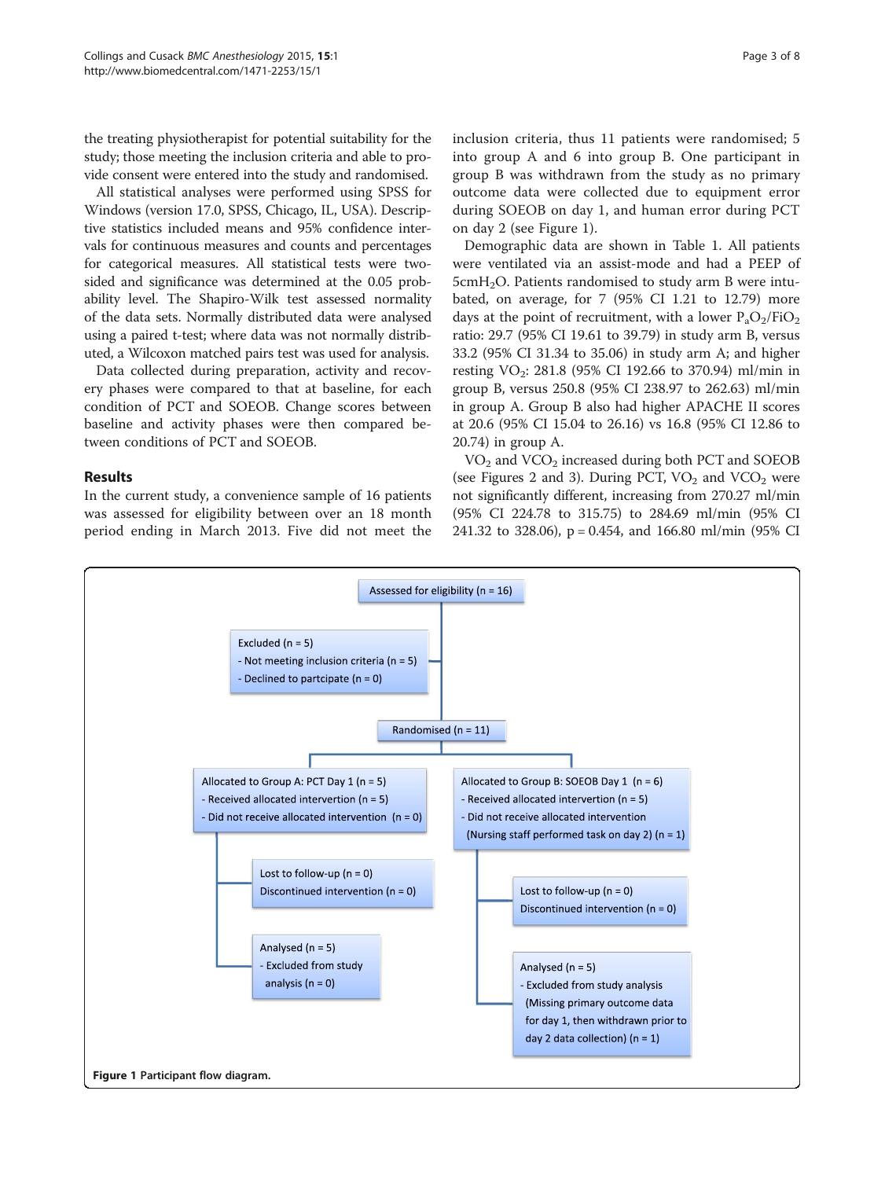the treating physiotherapist for potential suitability for the study; those meeting the inclusion criteria and able to provide consent were entered into the study and randomised.

All statistical analyses were performed using SPSS for Windows (version 17.0, SPSS, Chicago, IL, USA). Descriptive statistics included means and 95% confidence intervals for continuous measures and counts and percentages for categorical measures. All statistical tests were two-sided and significance was determined at the 0.05 probability level. The Shapiro-Wilk test assessed normality of the data sets. Normally distributed data were analysed using a paired t-test; where data was not normally distributed, a Wilcoxon matched pairs test was used for analysis.

Data collected during preparation, activity and recovery phases were compared to that at baseline, for each condition of PCT and SOEOB. Change scores between baseline and activity phases were then compared between conditions of PCT and SOEOB.

## Results

In the current study, a convenience sample of 16 patients was assessed for eligibility between over an 18 month period ending in March 2013. Five did not meet the inclusion criteria, thus 11 patients were randomised; 5 into group A and 6 into group B. One participant in group B was withdrawn from the study as no primary outcome data were collected due to equipment error during SOEOB on day 1, and human error during PCT on day 2 (see Figure 1).

Demographic data are shown in Table 1. All patients were ventilated via an assist-mode and had a PEEP of $5cmH_2O$. Patients randomised to study arm B were intubated, on average, for 7 (95% CI 1.21 to 12.79) more days at the point of recruitment, with a lower $P_aO_2/FiO_2$ ratio: 29.7 (95% CI 19.61 to 39.79) in study arm B, versus 33.2 (95% CI 31.34 to 35.06) in study arm A; and higher resting $VO_2$: 281.8 (95% CI 192.66 to 370.94) ml/min in group B, versus 250.8 (95% CI 238.97 to 262.63) ml/min in group A. Group B also had higher APACHE II scores at 20.6 (95% CI 15.04 to 26.16) vs 16.8 (95% CI 12.86 to 20.74) in group A.

$VO_2$ and $VCO_2$ increased during both PCT and SOEOB (see Figures 2 and 3). During PCT, $VO_2$ and $VCO_2$ were not significantly different, increasing from 270.27 ml/min (95% CI 224.78 to 315.75) to 284.69 ml/min (95% CI 241.32 to 328.06), p = 0.454, and 166.80 ml/min (95% CI

Assessed for eligibility (n = 16)

Excluded (n = 5)
- Not meeting inclusion criteria (n = 5)
- Declined to partcipate (n = 0)

Randomised (n = 11)

Allocated to Group A: PCT Day 1 (n = 5)
- Received allocated intervention (n = 5)
- Did not receive allocated intervention (n = 0)

Lost to follow-up (n = 0)
Discontinued intervention (n = 0)

Analysed (n = 5)
- Excluded from study analysis (n = 0)

Allocated to Group B: SOEOB Day 1 (n = 6)
- Received allocated intervention (n = 5)
- Did not receive allocated intervention (Nursing staff performed task on day 2) (n = 1)

Lost to follow-up (n = 0)
Discontinued intervention (n = 0)

Analysed (n = 5)
- Excluded from study analysis (Missing primary outcome data for day 1, then withdrawn prior to day 2 data collection) (n = 1)

**Figure 1** Participant flow diagram.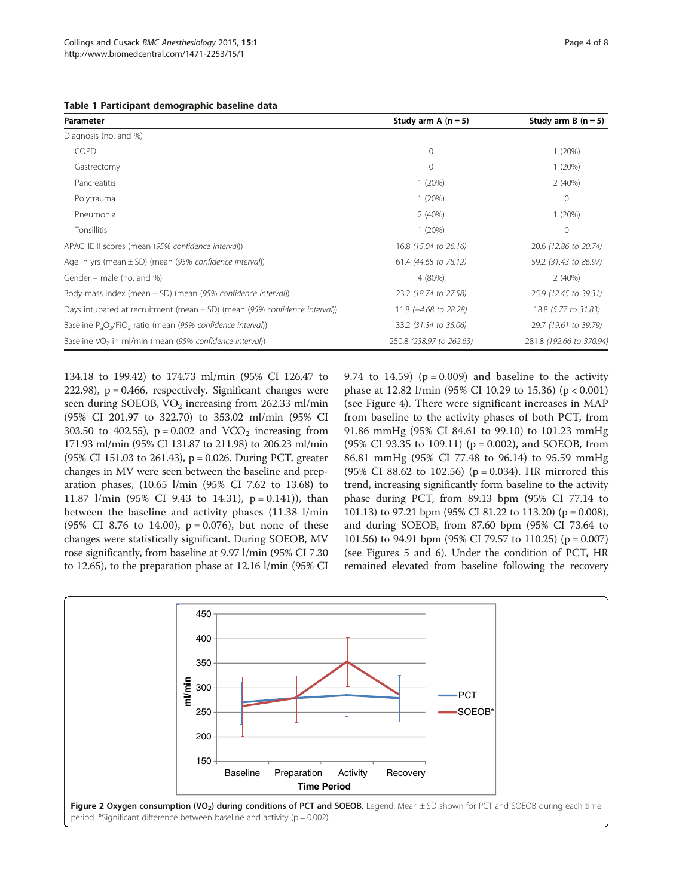**Table 1 Participant demographic baseline data**

| Parameter | Study arm A (n = 5) | Study arm B (n = 5) |
|---|---|---|
| Diagnosis (no. and %) | | |
| COPD | 0 | 1 (20%) |
| Gastrectomy | 0 | 1 (20%) |
| Pancreatitis | 1 (20%) | 2 (40%) |
| Polytrauma | 1 (20%) | 0 |
| Pneumonia | 2 (40%) | 1 (20%) |
| Tonsillitis | 1 (20%) | 0 |
| APACHE II scores (mean (*95% confidence interval*)) | 16.8 (*15.04 to 26.16*) | 20.6 (*12.86 to 20.74*) |
| Age in yrs (mean ± SD) (mean (*95% confidence interval*)) | 61.4 (*44.68 to 78.12*) | 59.2 (*31.43 to 86.97*) |
| Gender – male (no. and %) | 4 (80%) | 2 (40%) |
| Body mass index (mean ± SD) (mean (*95% confidence interval*)) | 23.2 (*18.74 to 27.58*) | 25.9 (*12.45 to 39.31*) |
| Days intubated at recruitment (mean ± SD) (mean (*95% confidence interval*)) | 11.8 (*−4.68 to 28.28*) | 18.8 (*5.77 to 31.83*) |
| Baseline $P_aO_2/FiO_2$ ratio (mean (*95% confidence interval*)) | 33.2 (*31.34 to 35.06*) | 29.7 (*19.61 to 39.79*) |
| Baseline $VO_2$ in ml/min (mean (*95% confidence interval*)) | 250.8 (*238.97 to 262.63*) | 281.8 (*192.66 to 370.94*) |

134.18 to 199.42) to 174.73 ml/min (95% CI 126.47 to 222.98), p = 0.466, respectively. Significant changes were seen during SOEOB, $VO_2$ increasing from 262.33 ml/min (95% CI 201.97 to 322.70) to 353.02 ml/min (95% CI 303.50 to 402.55), p = 0.002 and $VCO_2$ increasing from 171.93 ml/min (95% CI 131.87 to 211.98) to 206.23 ml/min (95% CI 151.03 to 261.43), p = 0.026. During PCT, greater changes in MV were seen between the baseline and preparation phases, (10.65 l/min (95% CI 7.62 to 13.68) to 11.87 l/min (95% CI 9.43 to 14.31), p = 0.141)), than between the baseline and activity phases (11.38 l/min (95% CI 8.76 to 14.00), p = 0.076), but none of these changes were statistically significant. During SOEOB, MV rose significantly, from baseline at 9.97 l/min (95% CI 7.30 to 12.65), to the preparation phase at 12.16 l/min (95% CI 9.74 to 14.59) (p = 0.009) and baseline to the activity phase at 12.82 l/min (95% CI 10.29 to 15.36) (p < 0.001) (see Figure 4). There were significant increases in MAP from baseline to the activity phases of both PCT, from 91.86 mmHg (95% CI 84.61 to 99.10) to 101.23 mmHg (95% CI 93.35 to 109.11) (p = 0.002), and SOEOB, from 86.81 mmHg (95% CI 77.48 to 96.14) to 95.59 mmHg (95% CI 88.62 to 102.56) (p = 0.034). HR mirrored this trend, increasing significantly form baseline to the activity phase during PCT, from 89.13 bpm (95% CI 77.14 to 101.13) to 97.21 bpm (95% CI 81.22 to 113.20) (p = 0.008), and during SOEOB, from 87.60 bpm (95% CI 73.64 to 101.56) to 94.91 bpm (95% CI 79.57 to 110.25) (p = 0.007) (see Figures 5 and 6). Under the condition of PCT, HR remained elevated from baseline following the recovery

**Figure 2 Oxygen consumption ($VO_2$) during conditions of PCT and SOEOB.** Legend: Mean ± SD shown for PCT and SOEOB during each time period. *Significant difference between baseline and activity (p = 0.002).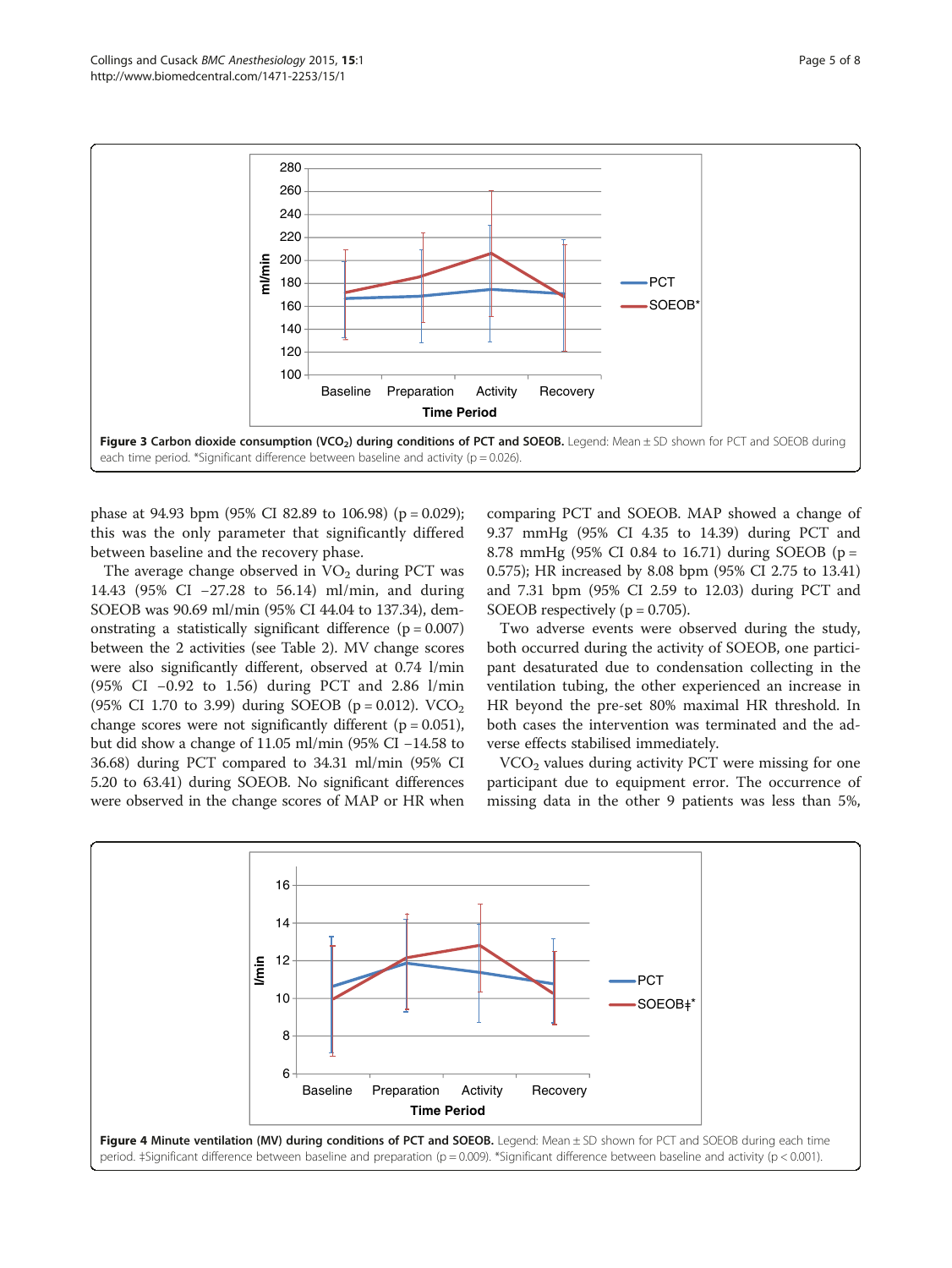**Figure 3 Carbon dioxide consumption ($VCO_2$) during conditions of PCT and SOEOB.** Legend: Mean ± SD shown for PCT and SOEOB during each time period. *Significant difference between baseline and activity (p = 0.026).

phase at 94.93 bpm (95% CI 82.89 to 106.98) (p = 0.029); this was the only parameter that significantly differed between baseline and the recovery phase.

The average change observed in $VO_2$ during PCT was 14.43 (95% CI −27.28 to 56.14) ml/min, and during SOEOB was 90.69 ml/min (95% CI 44.04 to 137.34), demonstrating a statistically significant difference (p = 0.007) between the 2 activities (see Table 2). MV change scores were also significantly different, observed at 0.74 l/min (95% CI −0.92 to 1.56) during PCT and 2.86 l/min (95% CI 1.70 to 3.99) during SOEOB (p = 0.012). $VCO_2$ change scores were not significantly different (p = 0.051), but did show a change of 11.05 ml/min (95% CI −14.58 to 36.68) during PCT compared to 34.31 ml/min (95% CI 5.20 to 63.41) during SOEOB. No significant differences were observed in the change scores of MAP or HR when comparing PCT and SOEOB. MAP showed a change of 9.37 mmHg (95% CI 4.35 to 14.39) during PCT and 8.78 mmHg (95% CI 0.84 to 16.71) during SOEOB (p = 0.575); HR increased by 8.08 bpm (95% CI 2.75 to 13.41) and 7.31 bpm (95% CI 2.59 to 12.03) during PCT and SOEOB respectively (p = 0.705).

Two adverse events were observed during the study, both occurred during the activity of SOEOB, one participant desaturated due to condensation collecting in the ventilation tubing, the other experienced an increase in HR beyond the pre-set 80% maximal HR threshold. In both cases the intervention was terminated and the adverse effects stabilised immediately.

$VCO_2$ values during activity PCT were missing for one participant due to equipment error. The occurrence of missing data in the other 9 patients was less than 5%,

**Figure 4 Minute ventilation (MV) during conditions of PCT and SOEOB.** Legend: Mean ± SD shown for PCT and SOEOB during each time period. ‡Significant difference between baseline and preparation (p = 0.009). *Significant difference between baseline and activity (p < 0.001).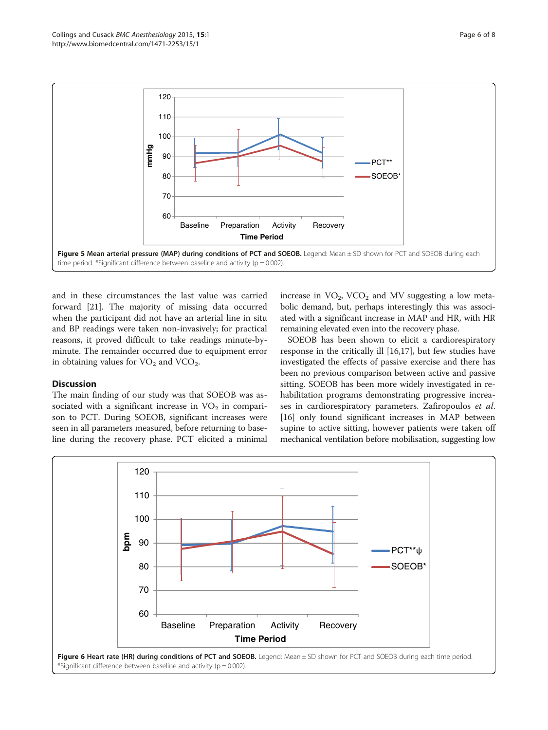Figure 5 Mean arterial pressure (MAP) during conditions of PCT and SOEOB. Legend: Mean ± SD shown for PCT and SOEOB during each time period. *Significant difference between baseline and activity (p = 0.002).

and in these circumstances the last value was carried forward [21]. The majority of missing data occurred when the participant did not have an arterial line in situ and BP readings were taken non-invasively; for practical reasons, it proved difficult to take readings minute-by-minute. The remainder occurred due to equipment error in obtaining values for $VO_2$ and $VCO_2$.

## Discussion

The main finding of our study was that SOEOB was associated with a significant increase in $VO_2$ in comparison to PCT. During SOEOB, significant increases were seen in all parameters measured, before returning to baseline during the recovery phase. PCT elicited a minimal increase in $VO_2$, $VCO_2$ and MV suggesting a low metabolic demand, but, perhaps interestingly this was associated with a significant increase in MAP and HR, with HR remaining elevated even into the recovery phase.

SOEOB has been shown to elicit a cardiorespiratory response in the critically ill [16,17], but few studies have investigated the effects of passive exercise and there has been no previous comparison between active and passive sitting. SOEOB has been more widely investigated in rehabilitation programs demonstrating progressive increases in cardiorespiratory parameters. Zafiropoulos *et al.* [16] only found significant increases in MAP between supine to active sitting, however patients were taken off mechanical ventilation before mobilisation, suggesting low

Figure 6 Heart rate (HR) during conditions of PCT and SOEOB. Legend: Mean ± SD shown for PCT and SOEOB during each time period. *Significant difference between baseline and activity (p = 0.002).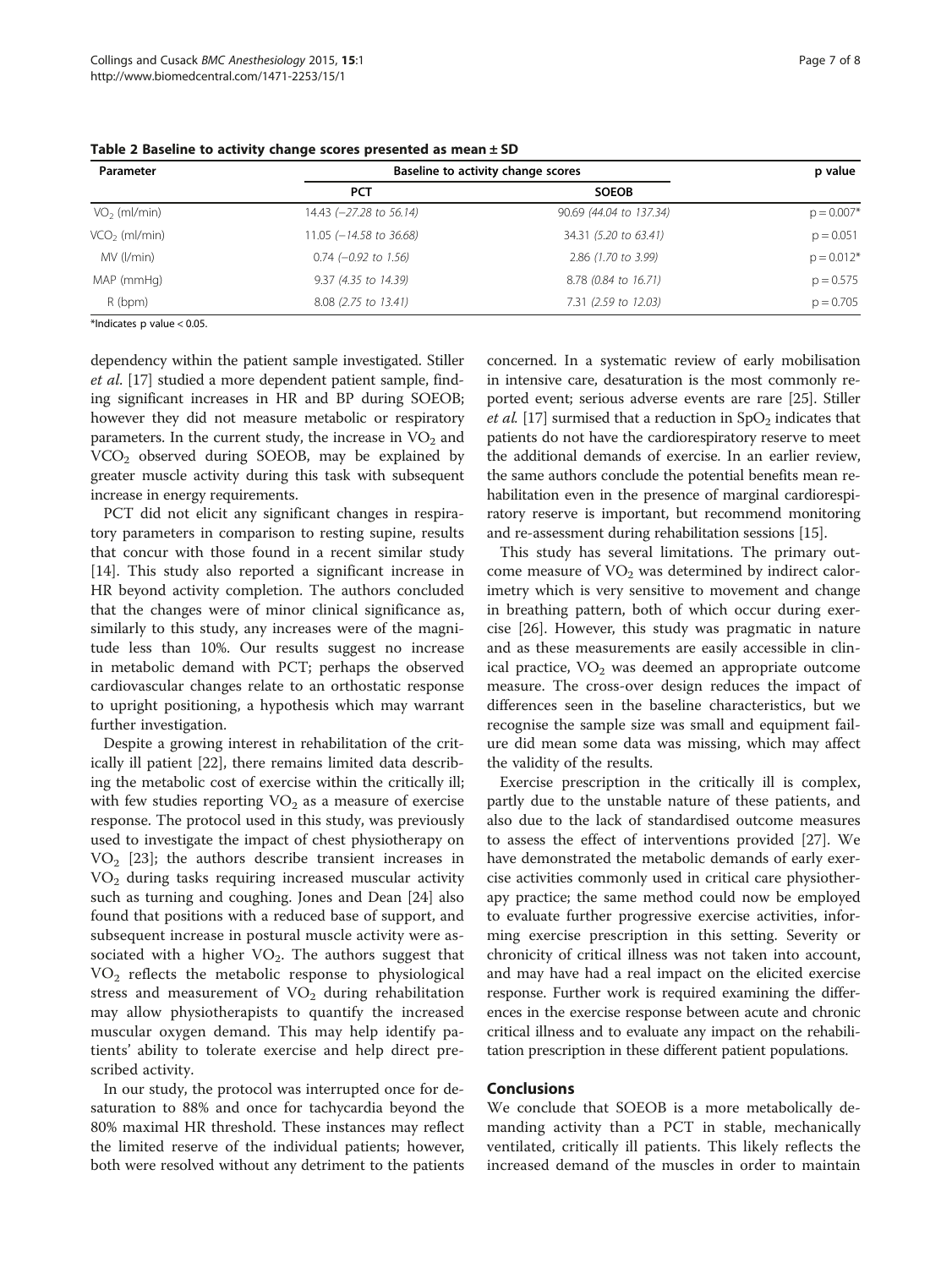**Table 2 Baseline to activity change scores presented as mean ± SD**

| Parameter | Baseline to activity change scores | | p value |
|---|---|---|---|
| | PCT | SOEOB | |
| $VO_2$ (ml/min) | 14.43 (−27.28 to 56.14) | 90.69 (44.04 to 137.34) | p = 0.007* |
| $VCO_2$ (ml/min) | 11.05 (−14.58 to 36.68) | 34.31 (5.20 to 63.41) | p = 0.051 |
| MV (l/min) | 0.74 (−0.92 to 1.56) | 2.86 (1.70 to 3.99) | p = 0.012* |
| MAP (mmHg) | 9.37 (4.35 to 14.39) | 8.78 (0.84 to 16.71) | p = 0.575 |
| R (bpm) | 8.08 (2.75 to 13.41) | 7.31 (2.59 to 12.03) | p = 0.705 |

*Indicates p value < 0.05.

dependency within the patient sample investigated. Stiller *et al*. [17] studied a more dependent patient sample, finding significant increases in HR and BP during SOEOB; however they did not measure metabolic or respiratory parameters. In the current study, the increase in $VO_2$ and $VCO_2$ observed during SOEOB, may be explained by greater muscle activity during this task with subsequent increase in energy requirements.

PCT did not elicit any significant changes in respiratory parameters in comparison to resting supine, results that concur with those found in a recent similar study [14]. This study also reported a significant increase in HR beyond activity completion. The authors concluded that the changes were of minor clinical significance as, similarly to this study, any increases were of the magnitude less than 10%. Our results suggest no increase in metabolic demand with PCT; perhaps the observed cardiovascular changes relate to an orthostatic response to upright positioning, a hypothesis which may warrant further investigation.

Despite a growing interest in rehabilitation of the critically ill patient [22], there remains limited data describing the metabolic cost of exercise within the critically ill; with few studies reporting $VO_2$ as a measure of exercise response. The protocol used in this study, was previously used to investigate the impact of chest physiotherapy on $VO_2$ [23]; the authors describe transient increases in $VO_2$ during tasks requiring increased muscular activity such as turning and coughing. Jones and Dean [24] also found that positions with a reduced base of support, and subsequent increase in postural muscle activity were associated with a higher $VO_2$. The authors suggest that $VO_2$ reflects the metabolic response to physiological stress and measurement of $VO_2$ during rehabilitation may allow physiotherapists to quantify the increased muscular oxygen demand. This may help identify patients' ability to tolerate exercise and help direct prescribed activity.

In our study, the protocol was interrupted once for desaturation to 88% and once for tachycardia beyond the 80% maximal HR threshold. These instances may reflect the limited reserve of the individual patients; however, both were resolved without any detriment to the patients concerned. In a systematic review of early mobilisation in intensive care, desaturation is the most commonly reported event; serious adverse events are rare [25]. Stiller *et al*. [17] surmised that a reduction in $SpO_2$ indicates that patients do not have the cardiorespiratory reserve to meet the additional demands of exercise. In an earlier review, the same authors conclude the potential benefits mean rehabilitation even in the presence of marginal cardiorespiratory reserve is important, but recommend monitoring and re-assessment during rehabilitation sessions [15].

This study has several limitations. The primary outcome measure of $VO_2$ was determined by indirect calorimetry which is very sensitive to movement and change in breathing pattern, both of which occur during exercise [26]. However, this study was pragmatic in nature and as these measurements are easily accessible in clinical practice, $VO_2$ was deemed an appropriate outcome measure. The cross-over design reduces the impact of differences seen in the baseline characteristics, but we recognise the sample size was small and equipment failure did mean some data was missing, which may affect the validity of the results.

Exercise prescription in the critically ill is complex, partly due to the unstable nature of these patients, and also due to the lack of standardised outcome measures to assess the effect of interventions provided [27]. We have demonstrated the metabolic demands of early exercise activities commonly used in critical care physiotherapy practice; the same method could now be employed to evaluate further progressive exercise activities, informing exercise prescription in this setting. Severity or chronicity of critical illness was not taken into account, and may have had a real impact on the elicited exercise response. Further work is required examining the differences in the exercise response between acute and chronic critical illness and to evaluate any impact on the rehabilitation prescription in these different patient populations.

## Conclusions

We conclude that SOEOB is a more metabolically demanding activity than a PCT in stable, mechanically ventilated, critically ill patients. This likely reflects the increased demand of the muscles in order to maintain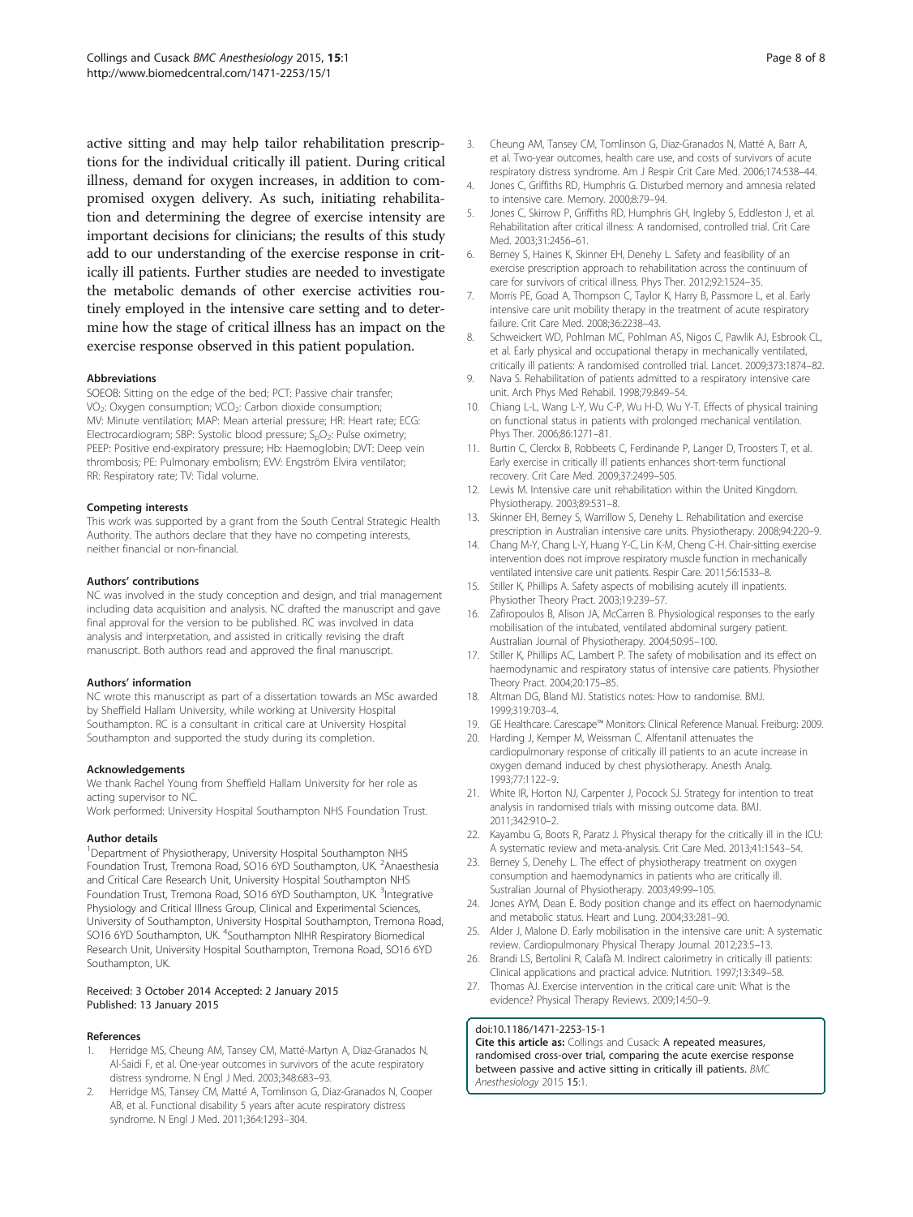active sitting and may help tailor rehabilitation prescriptions for the individual critically ill patient. During critical illness, demand for oxygen increases, in addition to compromised oxygen delivery. As such, initiating rehabilitation and determining the degree of exercise intensity are important decisions for clinicians; the results of this study add to our understanding of the exercise response in critically ill patients. Further studies are needed to investigate the metabolic demands of other exercise activities routinely employed in the intensive care setting and to determine how the stage of critical illness has an impact on the exercise response observed in this patient population.

#### Abbreviations

SOEOB: Sitting on the edge of the bed; PCT: Passive chair transfer; $VO_2$: Oxygen consumption; $VCO_2$: Carbon dioxide consumption; MV: Minute ventilation; MAP: Mean arterial pressure; HR: Heart rate; ECG: Electrocardiogram; SBP: Systolic blood pressure; $S_pO_2$: Pulse oximetry; PEEP: Positive end-expiratory pressure; Hb: Haemoglobin; DVT: Deep vein thrombosis; PE: Pulmonary embolism; EVV: Engström Elvira ventilator; RR: Respiratory rate; TV: Tidal volume.

#### Competing interests

This work was supported by a grant from the South Central Strategic Health Authority. The authors declare that they have no competing interests, neither financial or non-financial.

#### Authors' contributions

NC was involved in the study conception and design, and trial management including data acquisition and analysis. NC drafted the manuscript and gave final approval for the version to be published. RC was involved in data analysis and interpretation, and assisted in critically revising the draft manuscript. Both authors read and approved the final manuscript.

#### Authors' information

NC wrote this manuscript as part of a dissertation towards an MSc awarded by Sheffield Hallam University, while working at University Hospital Southampton. RC is a consultant in critical care at University Hospital Southampton and supported the study during its completion.

#### Acknowledgements

We thank Rachel Young from Sheffield Hallam University for her role as acting supervisor to NC.
Work performed: University Hospital Southampton NHS Foundation Trust.

#### Author details

[1]Department of Physiotherapy, University Hospital Southampton NHS Foundation Trust, Tremona Road, SO16 6YD Southampton, UK. [2]Anaesthesia and Critical Care Research Unit, University Hospital Southampton NHS Foundation Trust, Tremona Road, SO16 6YD Southampton, UK. [3]Integrative Physiology and Critical Illness Group, Clinical and Experimental Sciences, University of Southampton, University Hospital Southampton, Tremona Road, SO16 6YD Southampton, UK. [4]Southampton NIHR Respiratory Biomedical Research Unit, University Hospital Southampton, Tremona Road, SO16 6YD Southampton, UK.

Received: 3 October 2014 Accepted: 2 January 2015
Published: 13 January 2015

#### References

1. Herridge MS, Cheung AM, Tansey CM, Matté-Martyn A, Diaz-Granados N, Al-Saidi F, et al. One-year outcomes in survivors of the acute respiratory distress syndrome. N Engl J Med. 2003;348:683–93.
2. Herridge MS, Tansey CM, Matté A, Tomlinson G, Diaz-Granados N, Cooper AB, et al. Functional disability 5 years after acute respiratory distress syndrome. N Engl J Med. 2011;364:1293–304.
3. Cheung AM, Tansey CM, Tomlinson G, Diaz-Granados N, Matté A, Barr A, et al. Two-year outcomes, health care use, and costs of survivors of acute respiratory distress syndrome. Am J Respir Crit Care Med. 2006;174:538–44.
4. Jones C, Griffiths RD, Humphris G. Disturbed memory and amnesia related to intensive care. Memory. 2000;8:79–94.
5. Jones C, Skirrow P, Griffiths RD, Humphris GH, Ingleby S, Eddleston J, et al. Rehabilitation after critical illness: A randomised, controlled trial. Crit Care Med. 2003;31:2456–61.
6. Berney S, Haines K, Skinner EH, Denehy L. Safety and feasibility of an exercise prescription approach to rehabilitation across the continuum of care for survivors of critical illness. Phys Ther. 2012;92:1524–35.
7. Morris PE, Goad A, Thompson C, Taylor K, Harry B, Passmore L, et al. Early intensive care unit mobility therapy in the treatment of acute respiratory failure. Crit Care Med. 2008;36:2238–43.
8. Schweickert WD, Pohlman MC, Pohlman AS, Nigos C, Pawlik AJ, Esbrook CL, et al. Early physical and occupational therapy in mechanically ventilated, critically ill patients: A randomised controlled trial. Lancet. 2009;373:1874–82.
9. Nava S. Rehabilitation of patients admitted to a respiratory intensive care unit. Arch Phys Med Rehabil. 1998;79:849–54.
10. Chiang L-L, Wang L-Y, Wu C-P, Wu H-D, Wu Y-T. Effects of physical training on functional status in patients with prolonged mechanical ventilation. Phys Ther. 2006;86:1271–81.
11. Burtin C, Clerckx B, Robbeets C, Ferdinande P, Langer D, Troosters T, et al. Early exercise in critically ill patients enhances short-term functional recovery. Crit Care Med. 2009;37:2499–505.
12. Lewis M. Intensive care unit rehabilitation within the United Kingdom. Physiotherapy. 2003;89:531–8.
13. Skinner EH, Berney S, Warrillow S, Denehy L. Rehabilitation and exercise prescription in Australian intensive care units. Physiotherapy. 2008;94:220–9.
14. Chang M-Y, Chang L-Y, Huang Y-C, Lin K-M, Cheng C-H. Chair-sitting exercise intervention does not improve respiratory muscle function in mechanically ventilated intensive care unit patients. Respir Care. 2011;56:1533–8.
15. Stiller K, Phillips A. Safety aspects of mobilising acutely ill inpatients. Physiother Theory Pract. 2003;19:239–57.
16. Zafiropoulos B, Alison JA, McCarren B. Physiological responses to the early mobilisation of the intubated, ventilated abdominal surgery patient. Australian Journal of Physiotherapy. 2004;50:95–100.
17. Stiller K, Phillips AC, Lambert P. The safety of mobilisation and its effect on haemodynamic and respiratory status of intensive care patients. Physiother Theory Pract. 2004;20:175–85.
18. Altman DG, Bland MJ. Statistics notes: How to randomise. BMJ. 1999;319:703–4.
19. GE Healthcare. Carescape™ Monitors: Clinical Reference Manual. Freiburg: 2009.
20. Harding J, Kemper M, Weissman C. Alfentanil attenuates the cardiopulmonary response of critically ill patients to an acute increase in oxygen demand induced by chest physiotherapy. Anesth Analg. 1993;77:1122–9.
21. White IR, Horton NJ, Carpenter J, Pocock SJ. Strategy for intention to treat analysis in randomised trials with missing outcome data. BMJ. 2011;342:910–2.
22. Kayambu G, Boots R, Paratz J. Physical therapy for the critically ill in the ICU: A systematic review and meta-analysis. Crit Care Med. 2013;41:1543–54.
23. Berney S, Denehy L. The effect of physiotherapy treatment on oxygen consumption and haemodynamics in patients who are critically ill. Australian Journal of Physiotherapy. 2003;49:99–105.
24. Jones AYM, Dean E. Body position change and its effect on haemodynamic and metabolic status. Heart and Lung. 2004;33:281–90.
25. Alder J, Malone D. Early mobilisation in the intensive care unit: A systematic review. Cardiopulmonary Physical Therapy Journal. 2012;23:5–13.
26. Brandi LS, Bertolini R, Calafà M. Indirect calorimetry in critically ill patients: Clinical applications and practical advice. Nutrition. 1997;13:349–58.
27. Thomas AJ. Exercise intervention in the critical care unit: What is the evidence? Physical Therapy Reviews. 2009;14:50–9.

doi:10.1186/1471-2253-15-1
**Cite this article as:** Collings and Cusack: A repeated measures, randomised cross-over trial, comparing the acute exercise response between passive and active sitting in critically ill patients. *BMC Anesthesiology* 2015 **15**:1.